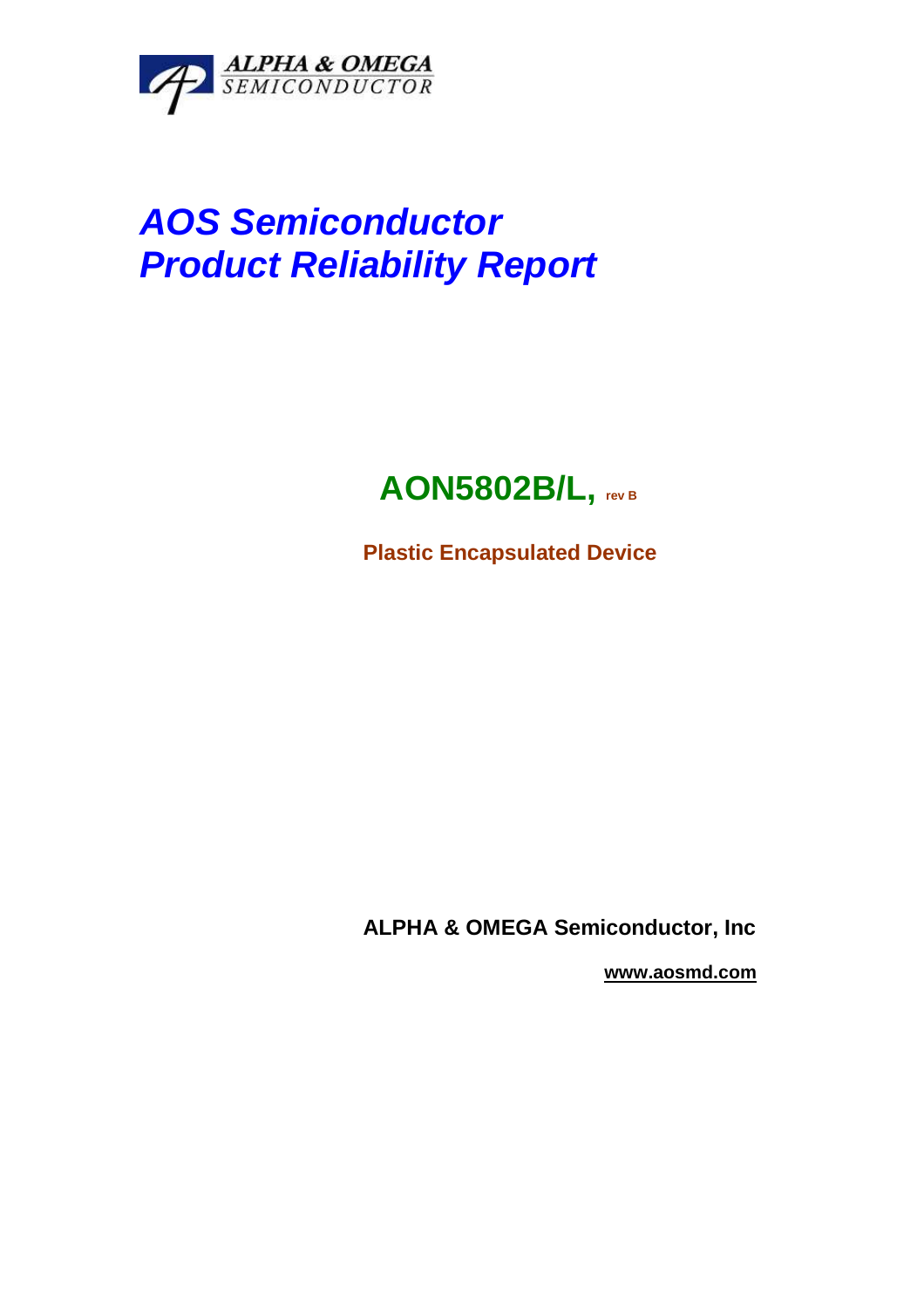ALPHA & OMEGA
SEMICONDUCTOR

# *AOS Semiconductor*
# *Product Reliability Report*

## AON5802B/L, rev B

**Plastic Encapsulated Device**

**ALPHA & OMEGA Semiconductor, Inc**

**www.aosmd.com**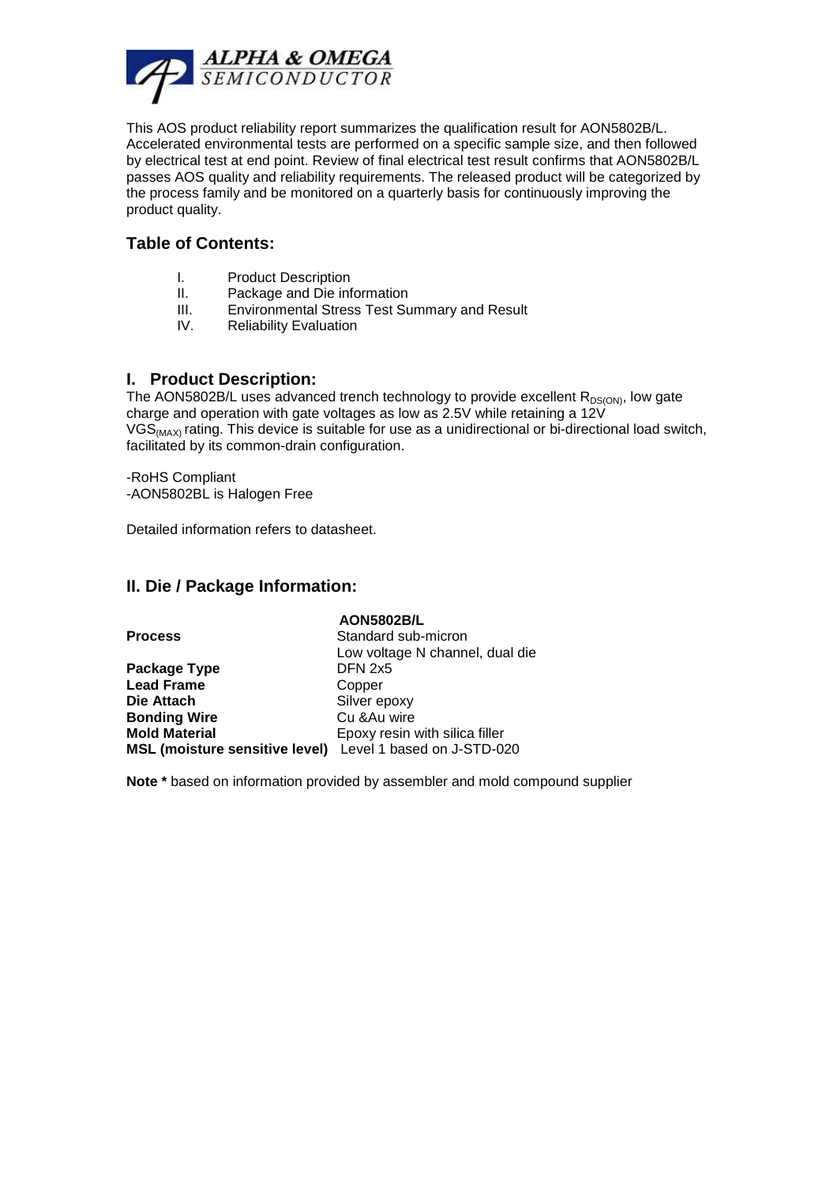This AOS product reliability report summarizes the qualification result for AON5802B/L. Accelerated environmental tests are performed on a specific sample size, and then followed by electrical test at end point. Review of final electrical test result confirms that AON5802B/L passes AOS quality and reliability requirements. The released product will be categorized by the process family and be monitored on a quarterly basis for continuously improving the product quality.

## Table of Contents:

I. Product Description
II. Package and Die information
III. Environmental Stress Test Summary and Result
IV. Reliability Evaluation

## I. Product Description:

The AON5802B/L uses advanced trench technology to provide excellent $R_{DS(ON)}$, low gate charge and operation with gate voltages as low as 2.5V while retaining a 12V $VGS_{(MAX)}$ rating. This device is suitable for use as a unidirectional or bi-directional load switch, facilitated by its common-drain configuration.

-RoHS Compliant
-AON5802BL is Halogen Free

Detailed information refers to datasheet.

## II. Die / Package Information:

| | **AON5802B/L** |
|---|---|
| **Process** | Standard sub-micron<br>Low voltage N channel, dual die |
| **Package Type** | DFN 2x5 |
| **Lead Frame** | Copper |
| **Die Attach** | Silver epoxy |
| **Bonding Wire** | Cu &Au wire |
| **Mold Material** | Epoxy resin with silica filler |
| **MSL (moisture sensitive level)** | Level 1 based on J-STD-020 |

**Note *** based on information provided by assembler and mold compound supplier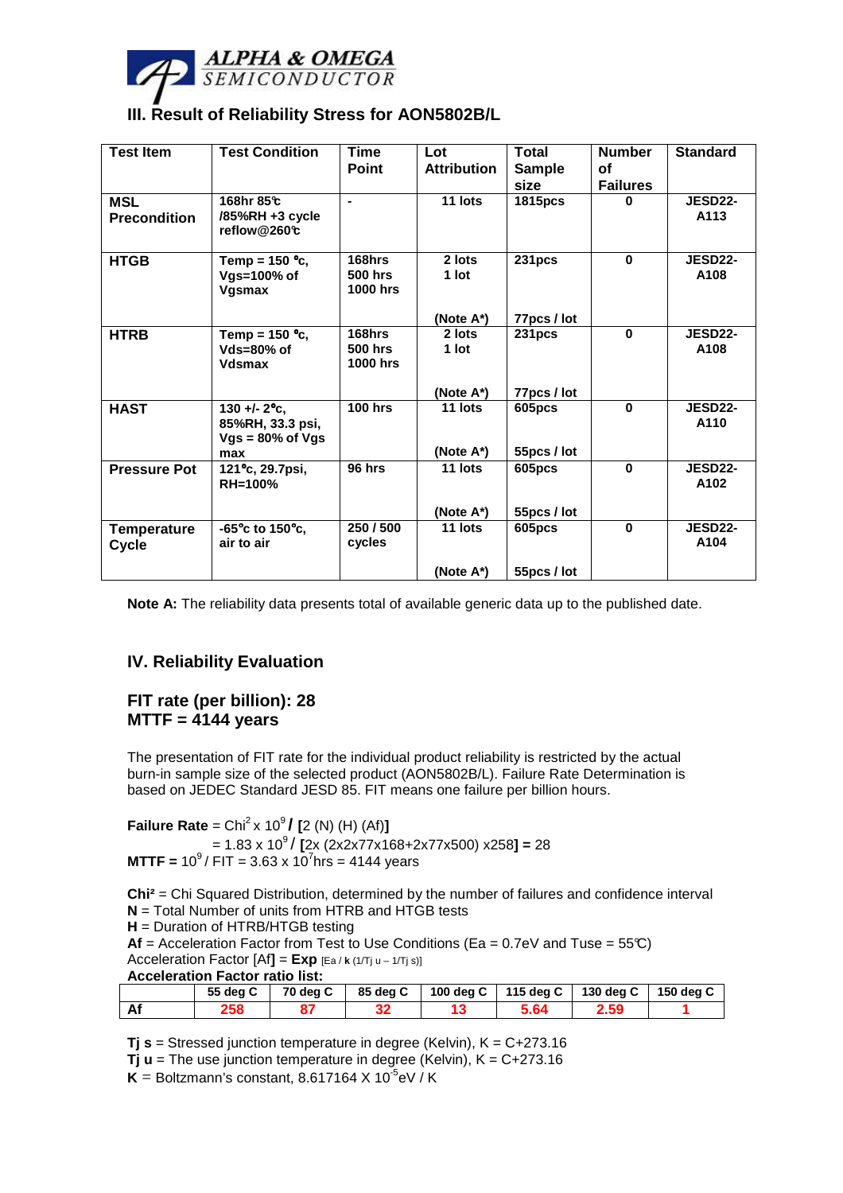ALPHA & OMEGA SEMICONDUCTOR

## III. Result of Reliability Stress for AON5802B/L

| Test Item | Test Condition | Time Point | Lot Attribution | Total Sample size | Number of Failures | Standard |
|---|---|---|---|---|---|---|
| MSL Precondition | 168hr 85°c /85%RH +3 cycle reflow@260°c | - | 11 lots | 1815pcs | 0 | JESD22-A113 |
| HTGB | Temp = 150 °c, Vgs=100% of Vgsmax | 168hrs 500 hrs 1000 hrs | 2 lots 1 lot (Note A*) | 231pcs 77pcs / lot | 0 | JESD22-A108 |
| HTRB | Temp = 150 °c, Vds=80% of Vdsmax | 168hrs 500 hrs 1000 hrs | 2 lots 1 lot (Note A*) | 231pcs 77pcs / lot | 0 | JESD22-A108 |
| HAST | 130 +/- 2°c, 85%RH, 33.3 psi, Vgs = 80% of Vgs max | 100 hrs | 11 lots (Note A*) | 605pcs 55pcs / lot | 0 | JESD22-A110 |
| Pressure Pot | 121°c, 29.7psi, RH=100% | 96 hrs | 11 lots (Note A*) | 605pcs 55pcs / lot | 0 | JESD22-A102 |
| Temperature Cycle | -65°c to 150°c, air to air | 250 / 500 cycles | 11 lots (Note A*) | 605pcs 55pcs / lot | 0 | JESD22-A104 |

**Note A:** The reliability data presents total of available generic data up to the published date.

## IV. Reliability Evaluation

### FIT rate (per billion): 28
### MTTF = 4144 years

The presentation of FIT rate for the individual product reliability is restricted by the actual burn-in sample size of the selected product (AON5802B/L). Failure Rate Determination is based on JEDEC Standard JESD 85. FIT means one failure per billion hours.

**Failure Rate** = $Chi^2 \times 10^9$ **/ [**2 (N) (H) (Af)**]**

= $1.83 \times 10^9$ **/ [**2x (2x2x77x168+2x77x500) x258**] =** 28

**MTTF =** $10^9$ / FIT = $3.63 \times 10^7$hrs = 4144 years

**Chi²** = Chi Squared Distribution, determined by the number of failures and confidence interval
**N** = Total Number of units from HTRB and HTGB tests
**H** = Duration of HTRB/HTGB testing
**Af** = Acceleration Factor from Test to Use Conditions (Ea = 0.7eV and Tuse = 55°C)
Acceleration Factor [Af**]** = **Exp** [Ea / **k** (1/Tj u – 1/Tj s)]

**Acceleration Factor ratio list:**

| | 55 deg C | 70 deg C | 85 deg C | 100 deg C | 115 deg C | 130 deg C | 150 deg C |
|---|---|---|---|---|---|---|---|
| Af | 258 | 87 | 32 | 13 | 5.64 | 2.59 | 1 |

**Tj s** = Stressed junction temperature in degree (Kelvin), K = C+273.16
**Tj u** = The use junction temperature in degree (Kelvin), K = C+273.16
**K** = Boltzmann's constant, $8.617164 \times 10^{-5}$eV / K